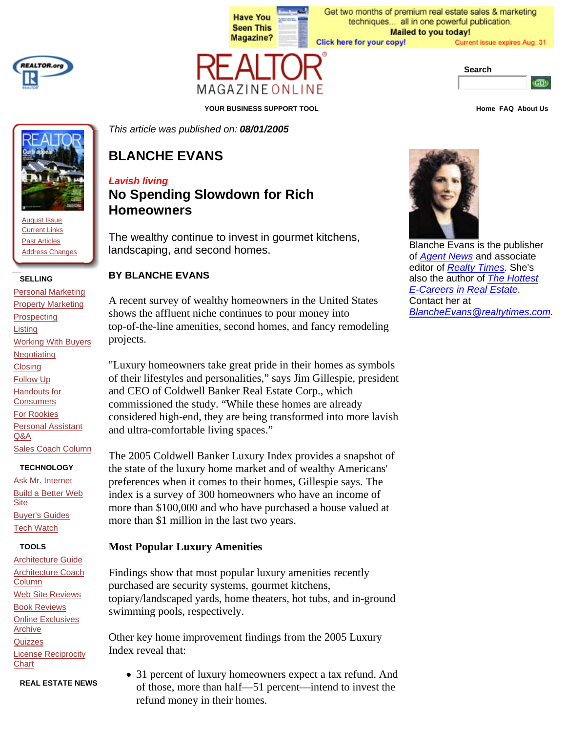Have You Seen This Magazine? Get two months of premium real estate sales & marketing techniques... all in one powerful publication. **Mailed to you today!** Click here for your copy! Current issue expires Aug. 31

REALTOR MAGAZINE ONLINE

**YOUR BUSINESS SUPPORT TOOL**

Search

Home FAQ About Us

August Issue
Current Links
Past Articles
Address Changes

**SELLING**

- Personal Marketing
- Property Marketing
- Prospecting
- Listing
- Working With Buyers
- Negotiating
- Closing
- Follow Up
- Handouts for Consumers
- For Rookies
- Personal Assistant Q&A
- Sales Coach Column

**TECHNOLOGY**

- Ask Mr. Internet
- Build a Better Web Site
- Buyer's Guides
- Tech Watch

**TOOLS**

- Architecture Guide
- Architecture Coach Column
- Web Site Reviews
- Book Reviews
- Online Exclusives Archive
- Quizzes
- License Reciprocity Chart

**REAL ESTATE NEWS**

*This article was published on:* ***08/01/2005***

## BLANCHE EVANS

***Lavish living***

## No Spending Slowdown for Rich Homeowners

The wealthy continue to invest in gourmet kitchens, landscaping, and second homes.

**BY BLANCHE EVANS**

Blanche Evans is the publisher of *Agent News* and associate editor of *Realty Times*. She's also the author of *The Hottest E-Careers in Real Estate*. Contact her at *BlancheEvans@realtytimes.com*.

A recent survey of wealthy homeowners in the United States shows the affluent niche continues to pour money into top-of-the-line amenities, second homes, and fancy remodeling projects.

"Luxury homeowners take great pride in their homes as symbols of their lifestyles and personalities," says Jim Gillespie, president and CEO of Coldwell Banker Real Estate Corp., which commissioned the study. "While these homes are already considered high-end, they are being transformed into more lavish and ultra-comfortable living spaces."

The 2005 Coldwell Banker Luxury Index provides a snapshot of the state of the luxury home market and of wealthy Americans' preferences when it comes to their homes, Gillespie says. The index is a survey of 300 homeowners who have an income of more than $100,000 and who have purchased a house valued at more than $1 million in the last two years.

### Most Popular Luxury Amenities

Findings show that most popular luxury amenities recently purchased are security systems, gourmet kitchens, topiary/landscaped yards, home theaters, hot tubs, and in-ground swimming pools, respectively.

Other key home improvement findings from the 2005 Luxury Index reveal that:

- 31 percent of luxury homeowners expect a tax refund. And of those, more than half—51 percent—intend to invest the refund money in their homes.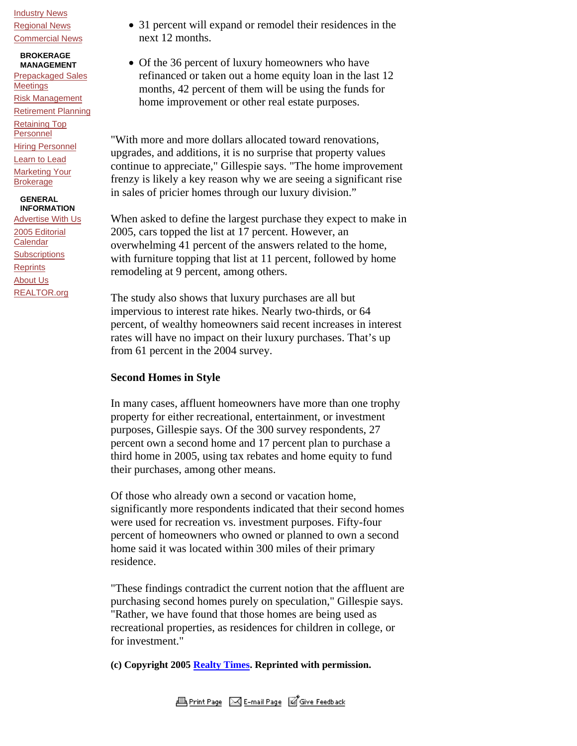- 31 percent will expand or remodel their residences in the next 12 months.
- Of the 36 percent of luxury homeowners who have refinanced or taken out a home equity loan in the last 12 months, 42 percent of them will be using the funds for home improvement or other real estate purposes.

"With more and more dollars allocated toward renovations, upgrades, and additions, it is no surprise that property values continue to appreciate," Gillespie says. "The home improvement frenzy is likely a key reason why we are seeing a significant rise in sales of pricier homes through our luxury division."

When asked to define the largest purchase they expect to make in 2005, cars topped the list at 17 percent. However, an overwhelming 41 percent of the answers related to the home, with furniture topping that list at 11 percent, followed by home remodeling at 9 percent, among others.

The study also shows that luxury purchases are all but impervious to interest rate hikes. Nearly two-thirds, or 64 percent, of wealthy homeowners said recent increases in interest rates will have no impact on their luxury purchases. That's up from 61 percent in the 2004 survey.

**Second Homes in Style**

In many cases, affluent homeowners have more than one trophy property for either recreational, entertainment, or investment purposes, Gillespie says. Of the 300 survey respondents, 27 percent own a second home and 17 percent plan to purchase a third home in 2005, using tax rebates and home equity to fund their purchases, among other means.

Of those who already own a second or vacation home, significantly more respondents indicated that their second homes were used for recreation vs. investment purposes. Fifty-four percent of homeowners who owned or planned to own a second home said it was located within 300 miles of their primary residence.

"These findings contradict the current notion that the affluent are purchasing second homes purely on speculation," Gillespie says. "Rather, we have found that those homes are being used as recreational properties, as residences for children in college, or for investment."

**(c) Copyright 2005 Realty Times. Reprinted with permission.**